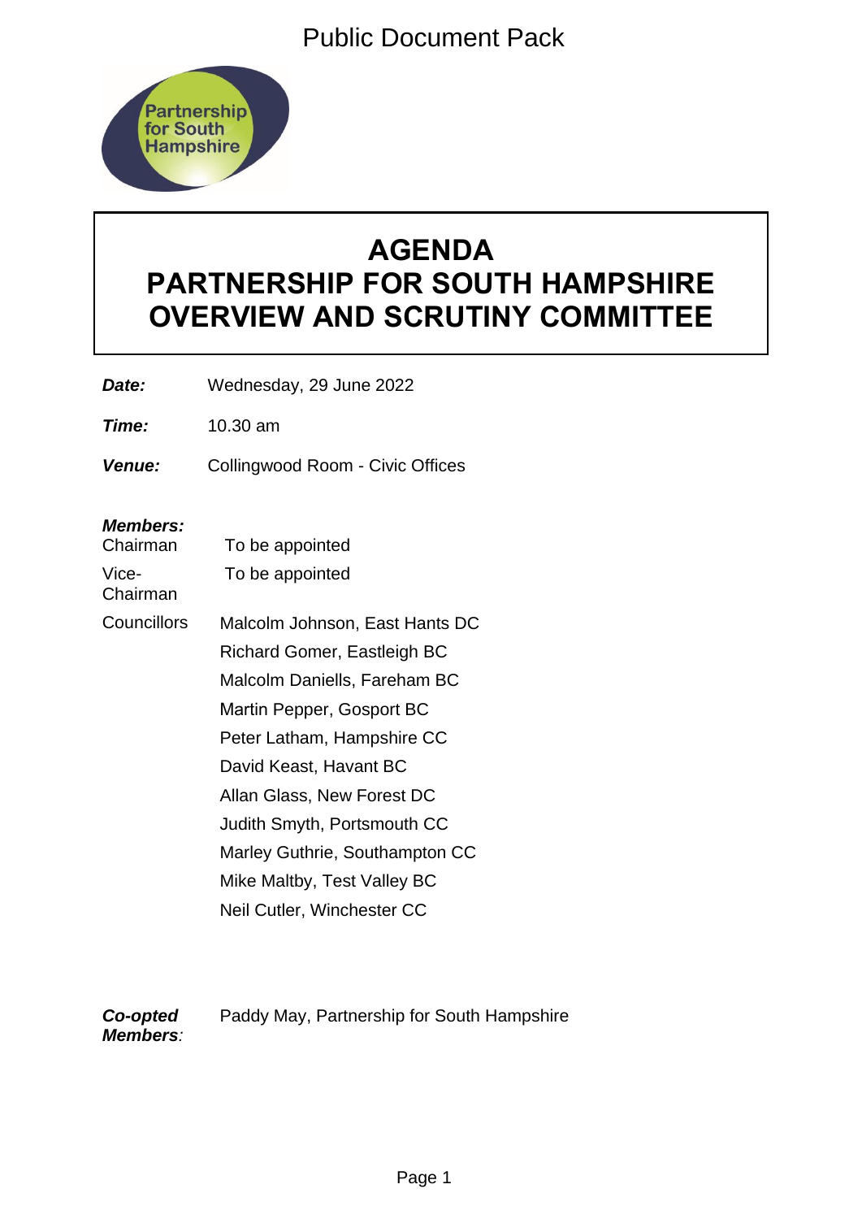Public Document Pack

# AGENDA
# PARTNERSHIP FOR SOUTH HAMPSHIRE OVERVIEW AND SCRUTINY COMMITTEE

***Date:*** Wednesday, 29 June 2022

***Time:*** 10.30 am

***Venue:*** Collingwood Room - Civic Offices

***Members:***

Chairman: To be appointed

Vice-Chairman: To be appointed

Councillors:
Malcolm Johnson, East Hants DC
Richard Gomer, Eastleigh BC
Malcolm Daniells, Fareham BC
Martin Pepper, Gosport BC
Peter Latham, Hampshire CC
David Keast, Havant BC
Allan Glass, New Forest DC
Judith Smyth, Portsmouth CC
Marley Guthrie, Southampton CC
Mike Maltby, Test Valley BC
Neil Cutler, Winchester CC

***Co-opted Members:*** Paddy May, Partnership for South Hampshire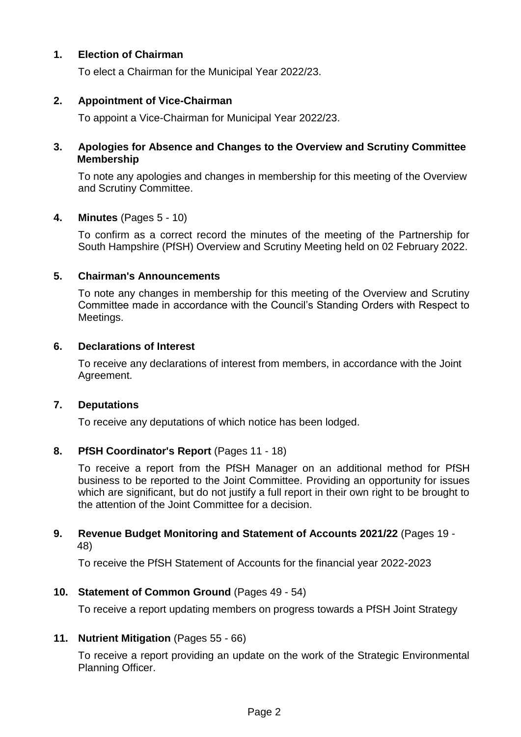**1. Election of Chairman**

To elect a Chairman for the Municipal Year 2022/23.

**2. Appointment of Vice-Chairman**

To appoint a Vice-Chairman for Municipal Year 2022/23.

**3. Apologies for Absence and Changes to the Overview and Scrutiny Committee Membership**

To note any apologies and changes in membership for this meeting of the Overview and Scrutiny Committee.

**4. Minutes** (Pages 5 - 10)

To confirm as a correct record the minutes of the meeting of the Partnership for South Hampshire (PfSH) Overview and Scrutiny Meeting held on 02 February 2022.

**5. Chairman's Announcements**

To note any changes in membership for this meeting of the Overview and Scrutiny Committee made in accordance with the Council's Standing Orders with Respect to Meetings.

**6. Declarations of Interest**

To receive any declarations of interest from members, in accordance with the Joint Agreement.

**7. Deputations**

To receive any deputations of which notice has been lodged.

**8. PfSH Coordinator's Report** (Pages 11 - 18)

To receive a report from the PfSH Manager on an additional method for PfSH business to be reported to the Joint Committee. Providing an opportunity for issues which are significant, but do not justify a full report in their own right to be brought to the attention of the Joint Committee for a decision.

**9. Revenue Budget Monitoring and Statement of Accounts 2021/22** (Pages 19 - 48)

To receive the PfSH Statement of Accounts for the financial year 2022-2023

**10. Statement of Common Ground** (Pages 49 - 54)

To receive a report updating members on progress towards a PfSH Joint Strategy

**11. Nutrient Mitigation** (Pages 55 - 66)

To receive a report providing an update on the work of the Strategic Environmental Planning Officer.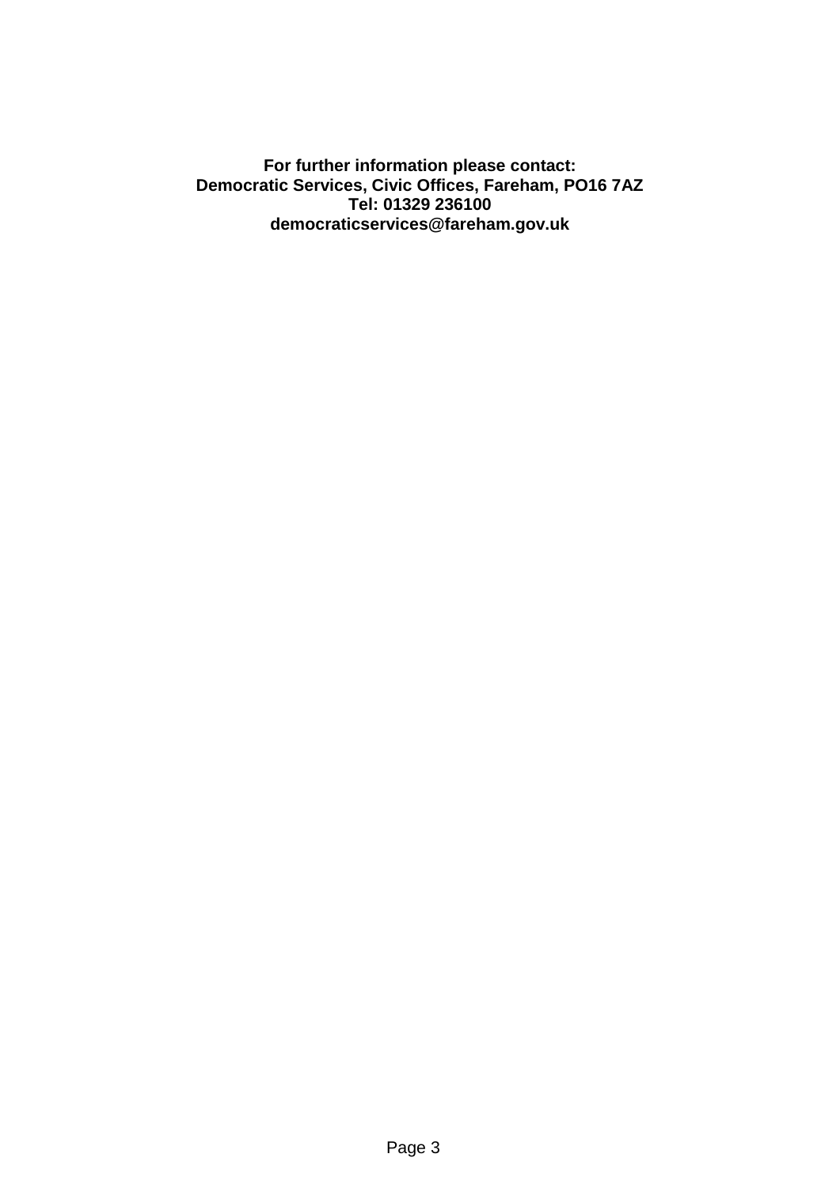**For further information please contact:**
**Democratic Services, Civic Offices, Fareham, PO16 7AZ**
**Tel: 01329 236100**
**democraticservices@fareham.gov.uk**